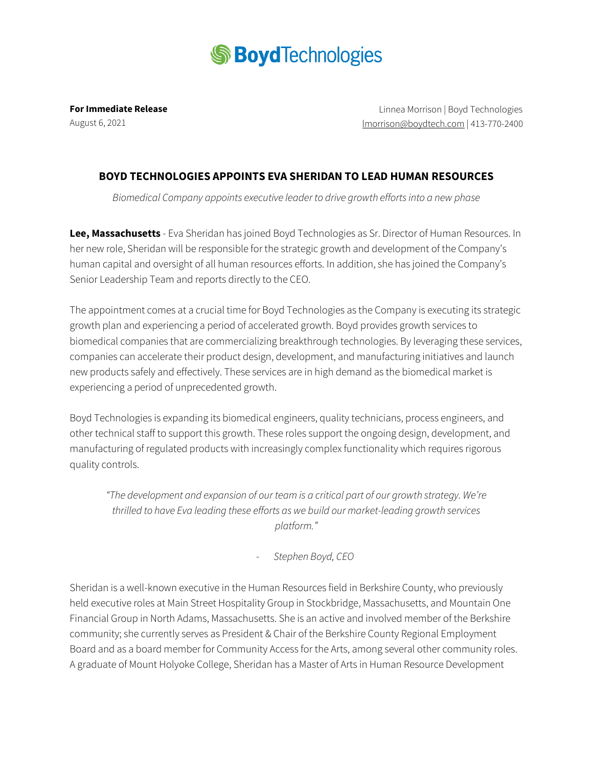BoydTechnologies

**For Immediate Release**
August 6, 2021

Linnea Morrison | Boyd Technologies
lmorrison@boydtech.com | 413-770-2400

## BOYD TECHNOLOGIES APPOINTS EVA SHERIDAN TO LEAD HUMAN RESOURCES

*Biomedical Company appoints executive leader to drive growth efforts into a new phase*

**Lee, Massachusetts** - Eva Sheridan has joined Boyd Technologies as Sr. Director of Human Resources. In her new role, Sheridan will be responsible for the strategic growth and development of the Company's human capital and oversight of all human resources efforts. In addition, she has joined the Company's Senior Leadership Team and reports directly to the CEO.

The appointment comes at a crucial time for Boyd Technologies as the Company is executing its strategic growth plan and experiencing a period of accelerated growth. Boyd provides growth services to biomedical companies that are commercializing breakthrough technologies. By leveraging these services, companies can accelerate their product design, development, and manufacturing initiatives and launch new products safely and effectively. These services are in high demand as the biomedical market is experiencing a period of unprecedented growth.

Boyd Technologies is expanding its biomedical engineers, quality technicians, process engineers, and other technical staff to support this growth. These roles support the ongoing design, development, and manufacturing of regulated products with increasingly complex functionality which requires rigorous quality controls.

*"The development and expansion of our team is a critical part of our growth strategy. We're thrilled to have Eva leading these efforts as we build our market-leading growth services platform."*

- *Stephen Boyd, CEO*

Sheridan is a well-known executive in the Human Resources field in Berkshire County, who previously held executive roles at Main Street Hospitality Group in Stockbridge, Massachusetts, and Mountain One Financial Group in North Adams, Massachusetts. She is an active and involved member of the Berkshire community; she currently serves as President & Chair of the Berkshire County Regional Employment Board and as a board member for Community Access for the Arts, among several other community roles. A graduate of Mount Holyoke College, Sheridan has a Master of Arts in Human Resource Development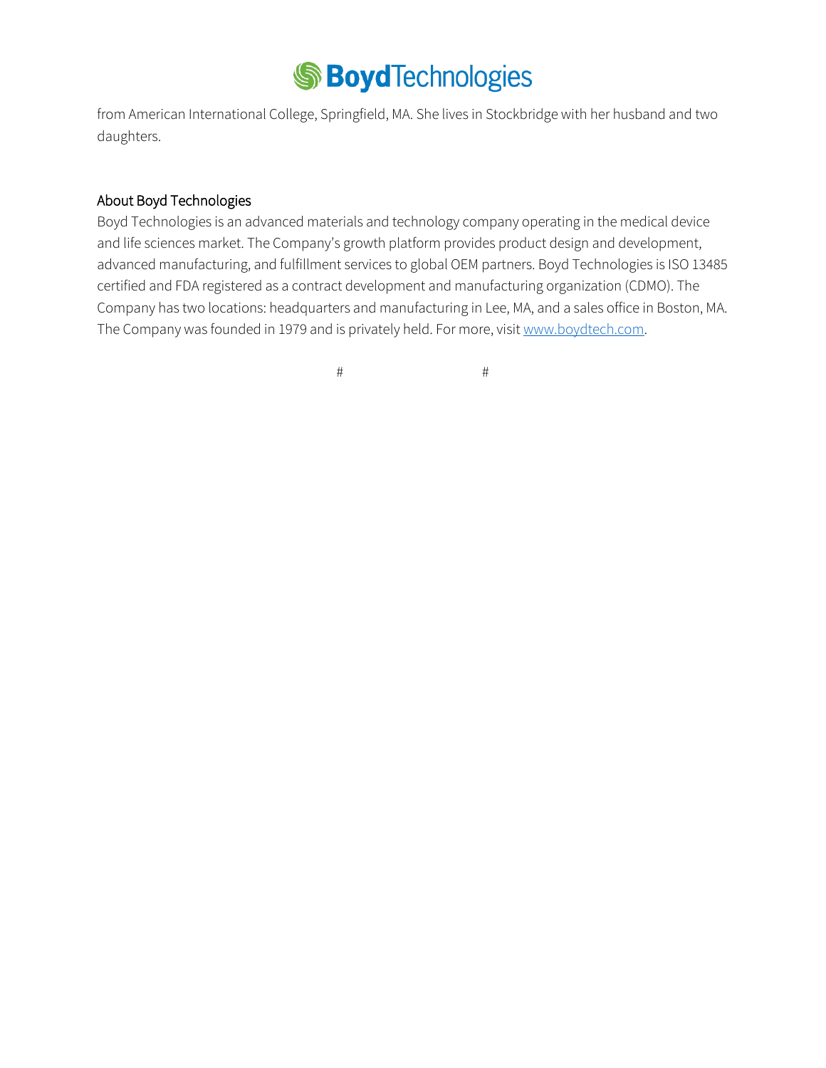from American International College, Springfield, MA. She lives in Stockbridge with her husband and two daughters.

## About Boyd Technologies

Boyd Technologies is an advanced materials and technology company operating in the medical device and life sciences market. The Company's growth platform provides product design and development, advanced manufacturing, and fulfillment services to global OEM partners. Boyd Technologies is ISO 13485 certified and FDA registered as a contract development and manufacturing organization (CDMO). The Company has two locations: headquarters and manufacturing in Lee, MA, and a sales office in Boston, MA. The Company was founded in 1979 and is privately held. For more, visit www.boydtech.com.

# #